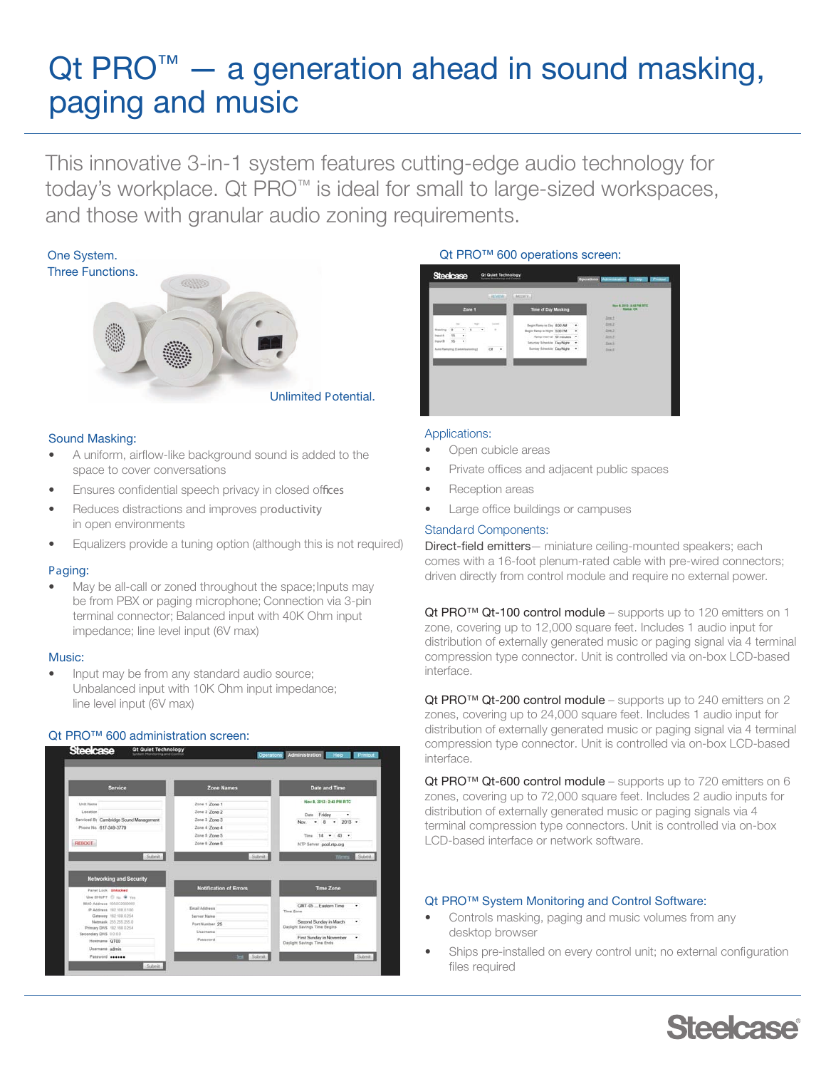# Qt PRO™ — a generation ahead in sound masking, paging and music

This innovative 3-in-1 system features cutting-edge audio technology for today's workplace. Qt PRO™ is ideal for small to large-sized workspaces, and those with granular audio zoning requirements.

One System.
Three Functions.

Unlimited Potential.

### Sound Masking:

- A uniform, airflow-like background sound is added to the space to cover conversations
- Ensures confidential speech privacy in closed offices
- Reduces distractions and improves productivity in open environments
- Equalizers provide a tuning option (although this is not required)

### Paging:

- May be all-call or zoned throughout the space; Inputs may be from PBX or paging microphone; Connection via 3-pin terminal connector; Balanced input with 40K Ohm input impedance; line level input (6V max)

### Music:

- Input may be from any standard audio source; Unbalanced input with 10K Ohm input impedance; line level input (6V max)

Qt PRO™ 600 administration screen:

Qt PRO™ 600 operations screen:

### Applications:

- Open cubicle areas
- Private offices and adjacent public spaces
- Reception areas
- Large office buildings or campuses

### Standard Components:

Direct-field emitters— miniature ceiling-mounted speakers; each comes with a 16-foot plenum-rated cable with pre-wired connectors; driven directly from control module and require no external power.

Qt PRO™ Qt-100 control module – supports up to 120 emitters on 1 zone, covering up to 12,000 square feet. Includes 1 audio input for distribution of externally generated music or paging signal via 4 terminal compression type connector. Unit is controlled via on-box LCD-based interface.

Qt PRO™ Qt-200 control module – supports up to 240 emitters on 2 zones, covering up to 24,000 square feet. Includes 1 audio input for distribution of externally generated music or paging signal via 4 terminal compression type connector. Unit is controlled via on-box LCD-based interface.

Qt PRO™ Qt-600 control module – supports up to 720 emitters on 6 zones, covering up to 72,000 square feet. Includes 2 audio inputs for distribution of externally generated music or paging signals via 4 terminal compression type connectors. Unit is controlled via on-box LCD-based interface or network software.

### Qt PRO™ System Monitoring and Control Software:

- Controls masking, paging and music volumes from any desktop browser
- Ships pre-installed on every control unit; no external configuration files required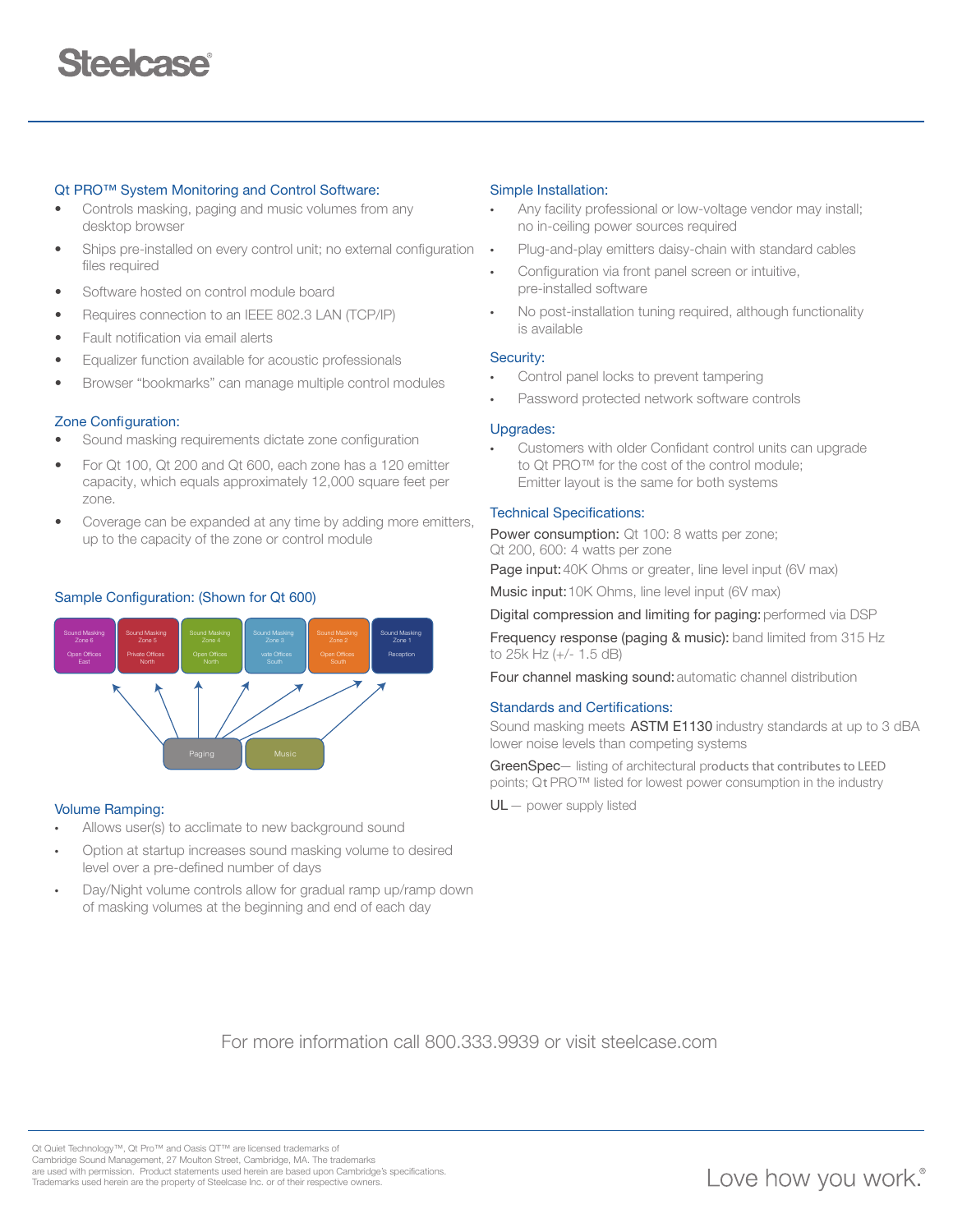## Qt PRO™ System Monitoring and Control Software:

- Controls masking, paging and music volumes from any desktop browser
- Ships pre-installed on every control unit; no external configuration files required
- Software hosted on control module board
- Requires connection to an IEEE 802.3 LAN (TCP/IP)
- Fault notification via email alerts
- Equalizer function available for acoustic professionals
- Browser "bookmarks" can manage multiple control modules

## Zone Configuration:

- Sound masking requirements dictate zone configuration
- For Qt 100, Qt 200 and Qt 600, each zone has a 120 emitter capacity, which equals approximately 12,000 square feet per zone.
- Coverage can be expanded at any time by adding more emitters, up to the capacity of the zone or control module

## Sample Configuration: (Shown for Qt 600)

Sound Masking Zone 6 Open Offices East
Sound Masking Zone 5 Private Offices North
Sound Masking Zone 4 Open Offices North
Sound Masking Zone 3 vate Offices South
Sound Masking Zone 2 Open Offices South
Sound Masking Zone 1 Reception
Paging
Music

## Volume Ramping:

- Allows user(s) to acclimate to new background sound
- Option at startup increases sound masking volume to desired level over a pre-defined number of days
- Day/Night volume controls allow for gradual ramp up/ramp down of masking volumes at the beginning and end of each day

## Simple Installation:

- Any facility professional or low-voltage vendor may install; no in-ceiling power sources required
- Plug-and-play emitters daisy-chain with standard cables
- Configuration via front panel screen or intuitive, pre-installed software
- No post-installation tuning required, although functionality is available

## Security:

- Control panel locks to prevent tampering
- Password protected network software controls

## Upgrades:

- Customers with older Confidant control units can upgrade to Qt PRO™ for the cost of the control module; Emitter layout is the same for both systems

## Technical Specifications:

Power consumption: Qt 100: 8 watts per zone; Qt 200, 600: 4 watts per zone

Page input: 40K Ohms or greater, line level input (6V max)

Music input: 10K Ohms, line level input (6V max)

Digital compression and limiting for paging: performed via DSP

Frequency response (paging & music): band limited from 315 Hz to 25k Hz (+/- 1.5 dB)

Four channel masking sound: automatic channel distribution

## Standards and Certifications:

Sound masking meets ASTM E1130 industry standards at up to 3 dBA lower noise levels than competing systems

GreenSpec— listing of architectural products that contributes to LEED points; Qt PRO™ listed for lowest power consumption in the industry

UL — power supply listed

For more information call 800.333.9939 or visit steelcase.com

Qt Quiet Technology™, Qt Pro™ and Oasis QT™ are licensed trademarks of Cambridge Sound Management, 27 Moulton Street, Cambridge, MA. The trademarks are used with permission. Product statements used herein are based upon Cambridge's specifications. Trademarks used herein are the property of Steelcase Inc. or of their respective owners.

Love how you work.®